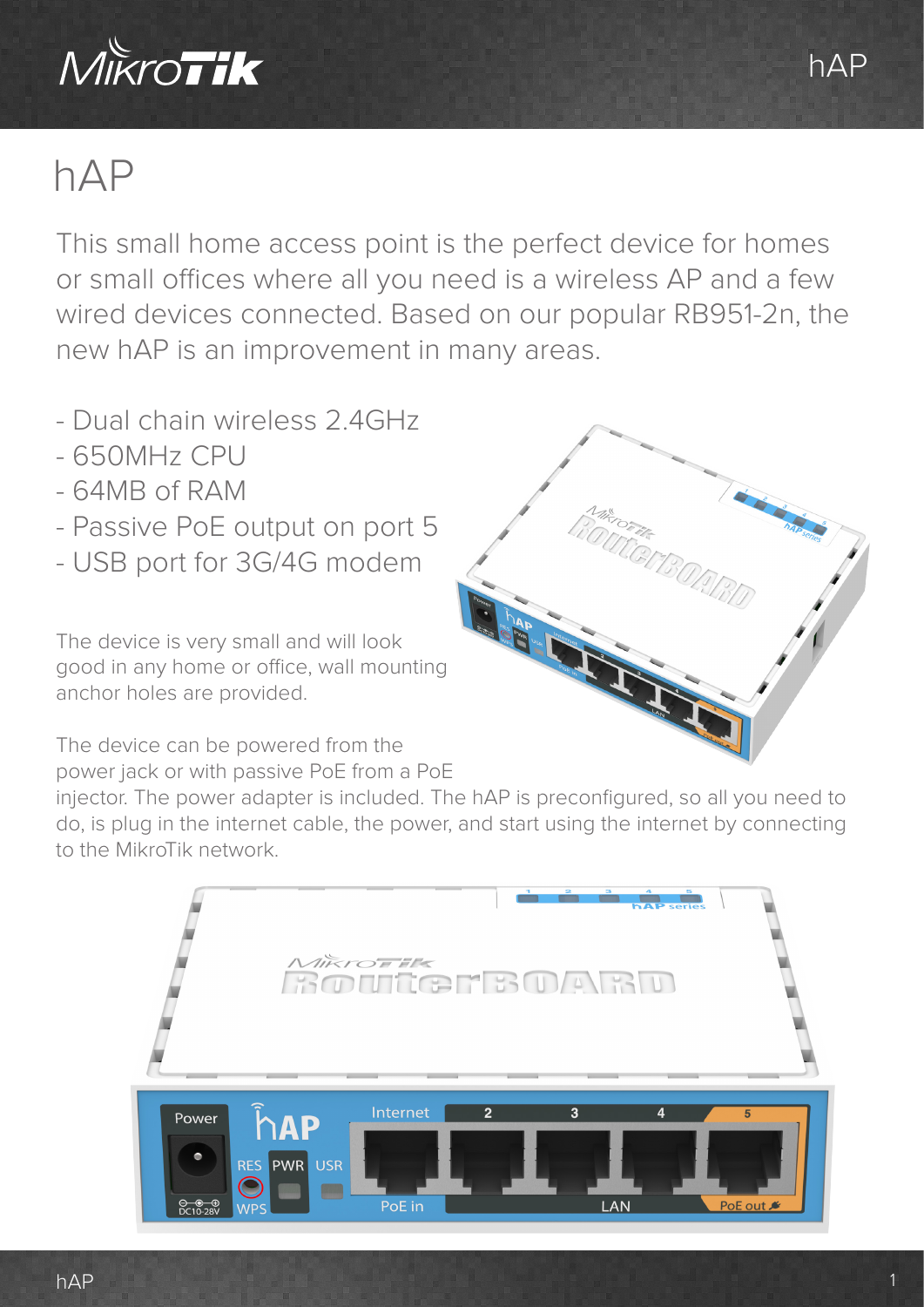# hAP

This small home access point is the perfect device for homes or small offices where all you need is a wireless AP and a few wired devices connected. Based on our popular RB951-2n, the new hAP is an improvement in many areas.

- Dual chain wireless 2.4GHz
- 650MHz CPU
- 64MB of RAM
- Passive PoE output on port 5
- USB port for 3G/4G modem

The device is very small and will look good in any home or office, wall mounting anchor holes are provided.

The device can be powered from the power jack or with passive PoE from a PoE injector. The power adapter is included. The hAP is preconfigured, so all you need to do, is plug in the internet cable, the power, and start using the internet by connecting to the MikroTik network.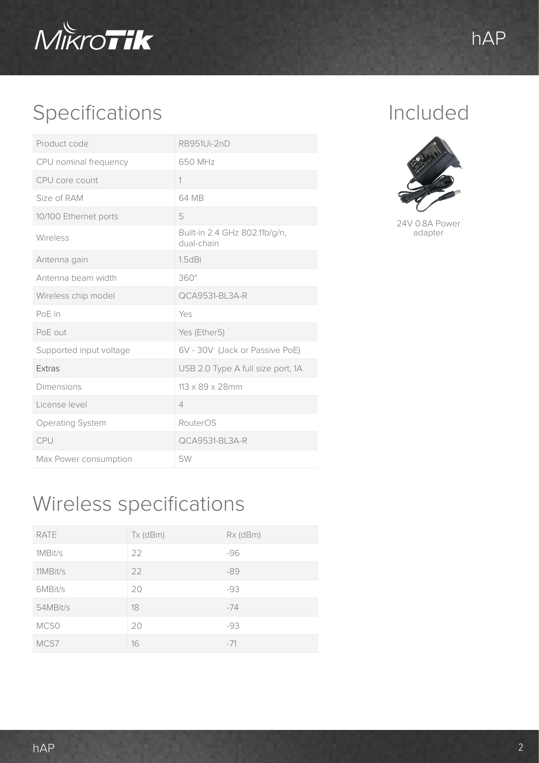## Specifications

| | |
|---|---|
| Product code | RB951Ui-2nD |
| CPU nominal frequency | 650 MHz |
| CPU core count | 1 |
| Size of RAM | 64 MB |
| 10/100 Ethernet ports | 5 |
| Wireless | Built-in 2.4 GHz 802.11b/g/n, dual-chain |
| Antenna gain | 1.5dBi |
| Antenna beam width | 360° |
| Wireless chip model | QCA9531-BL3A-R |
| PoE in | Yes |
| PoE out | Yes (Ether5) |
| Supported input voltage | 6V - 30V (Jack or Passive PoE) |
| Extras | USB 2.0 Type A full size port, 1A |
| Dimensions | 113 x 89 x 28mm |
| License level | 4 |
| Operating System | RouterOS |
| CPU | QCA9531-BL3A-R |
| Max Power consumption | 5W |

## Included

24V 0.8A Power adapter

## Wireless specifications

| RATE | Tx (dBm) | Rx (dBm) |
|---|---|---|
| 1MBit/s | 22 | -96 |
| 11MBit/s | 22 | -89 |
| 6MBit/s | 20 | -93 |
| 54MBit/s | 18 | -74 |
| MCS0 | 20 | -93 |
| MCS7 | 16 | -71 |